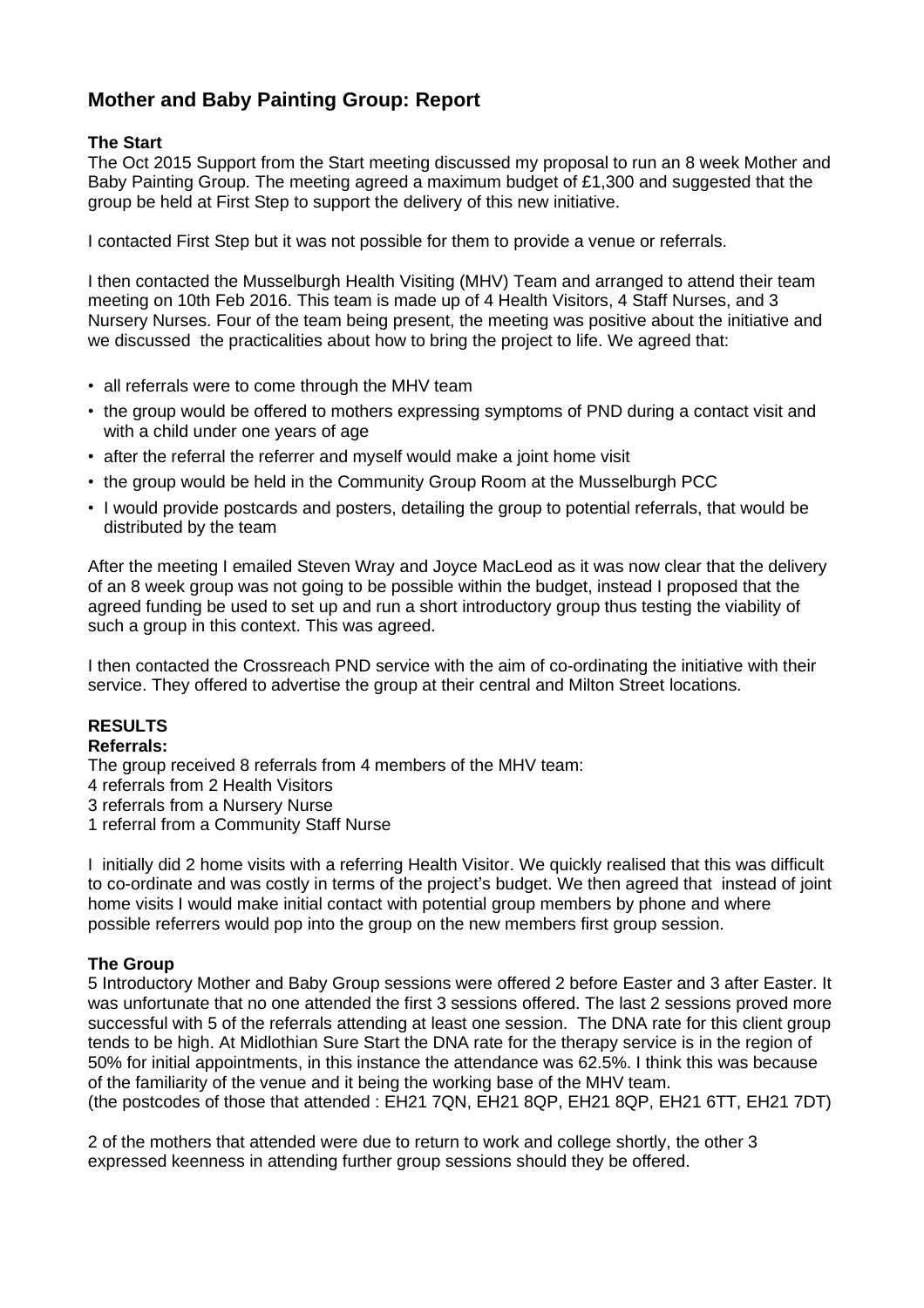# Mother and Baby Painting Group: Report

### The Start

The Oct 2015 Support from the Start meeting discussed my proposal to run an 8 week Mother and Baby Painting Group. The meeting agreed a maximum budget of £1,300 and suggested that the group be held at First Step to support the delivery of this new initiative.

I contacted First Step but it was not possible for them to provide a venue or referrals.

I then contacted the Musselburgh Health Visiting (MHV) Team and arranged to attend their team meeting on 10th Feb 2016. This team is made up of 4 Health Visitors, 4 Staff Nurses, and 3 Nursery Nurses. Four of the team being present, the meeting was positive about the initiative and we discussed the practicalities about how to bring the project to life. We agreed that:

- all referrals were to come through the MHV team
- the group would be offered to mothers expressing symptoms of PND during a contact visit and with a child under one years of age
- after the referral the referrer and myself would make a joint home visit
- the group would be held in the Community Group Room at the Musselburgh PCC
- I would provide postcards and posters, detailing the group to potential referrals, that would be distributed by the team

After the meeting I emailed Steven Wray and Joyce MacLeod as it was now clear that the delivery of an 8 week group was not going to be possible within the budget, instead I proposed that the agreed funding be used to set up and run a short introductory group thus testing the viability of such a group in this context. This was agreed.

I then contacted the Crossreach PND service with the aim of co-ordinating the initiative with their service. They offered to advertise the group at their central and Milton Street locations.

### RESULTS

**Referrals:**

The group received 8 referrals from 4 members of the MHV team:
4 referrals from 2 Health Visitors
3 referrals from a Nursery Nurse
1 referral from a Community Staff Nurse

I initially did 2 home visits with a referring Health Visitor. We quickly realised that this was difficult to co-ordinate and was costly in terms of the project's budget. We then agreed that instead of joint home visits I would make initial contact with potential group members by phone and where possible referrers would pop into the group on the new members first group session.

### The Group

5 Introductory Mother and Baby Group sessions were offered 2 before Easter and 3 after Easter. It was unfortunate that no one attended the first 3 sessions offered. The last 2 sessions proved more successful with 5 of the referrals attending at least one session. The DNA rate for this client group tends to be high. At Midlothian Sure Start the DNA rate for the therapy service is in the region of 50% for initial appointments, in this instance the attendance was 62.5%. I think this was because of the familiarity of the venue and it being the working base of the MHV team.
(the postcodes of those that attended : EH21 7QN, EH21 8QP, EH21 8QP, EH21 6TT, EH21 7DT)

2 of the mothers that attended were due to return to work and college shortly, the other 3 expressed keenness in attending further group sessions should they be offered.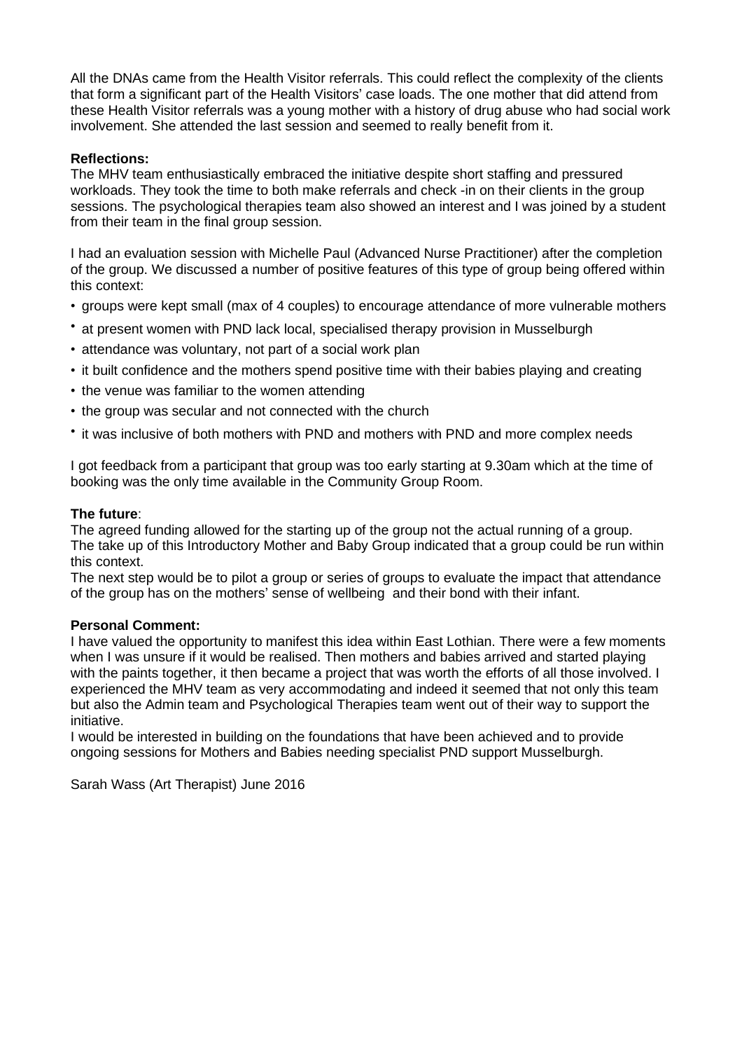All the DNAs came from the Health Visitor referrals. This could reflect the complexity of the clients that form a significant part of the Health Visitors' case loads. The one mother that did attend from these Health Visitor referrals was a young mother with a history of drug abuse who had social work involvement. She attended the last session and seemed to really benefit from it.

**Reflections:**
The MHV team enthusiastically embraced the initiative despite short staffing and pressured workloads. They took the time to both make referrals and check -in on their clients in the group sessions. The psychological therapies team also showed an interest and I was joined by a student from their team in the final group session.

I had an evaluation session with Michelle Paul (Advanced Nurse Practitioner) after the completion of the group. We discussed a number of positive features of this type of group being offered within this context:

- groups were kept small (max of 4 couples) to encourage attendance of more vulnerable mothers
- at present women with PND lack local, specialised therapy provision in Musselburgh
- attendance was voluntary, not part of a social work plan
- it built confidence and the mothers spend positive time with their babies playing and creating
- the venue was familiar to the women attending
- the group was secular and not connected with the church
- it was inclusive of both mothers with PND and mothers with PND and more complex needs

I got feedback from a participant that group was too early starting at 9.30am which at the time of booking was the only time available in the Community Group Room.

**The future**:
The agreed funding allowed for the starting up of the group not the actual running of a group. The take up of this Introductory Mother and Baby Group indicated that a group could be run within this context.
The next step would be to pilot a group or series of groups to evaluate the impact that attendance of the group has on the mothers' sense of wellbeing and their bond with their infant.

**Personal Comment:**
I have valued the opportunity to manifest this idea within East Lothian. There were a few moments when I was unsure if it would be realised. Then mothers and babies arrived and started playing with the paints together, it then became a project that was worth the efforts of all those involved. I experienced the MHV team as very accommodating and indeed it seemed that not only this team but also the Admin team and Psychological Therapies team went out of their way to support the initiative.
I would be interested in building on the foundations that have been achieved and to provide ongoing sessions for Mothers and Babies needing specialist PND support Musselburgh.

Sarah Wass (Art Therapist) June 2016